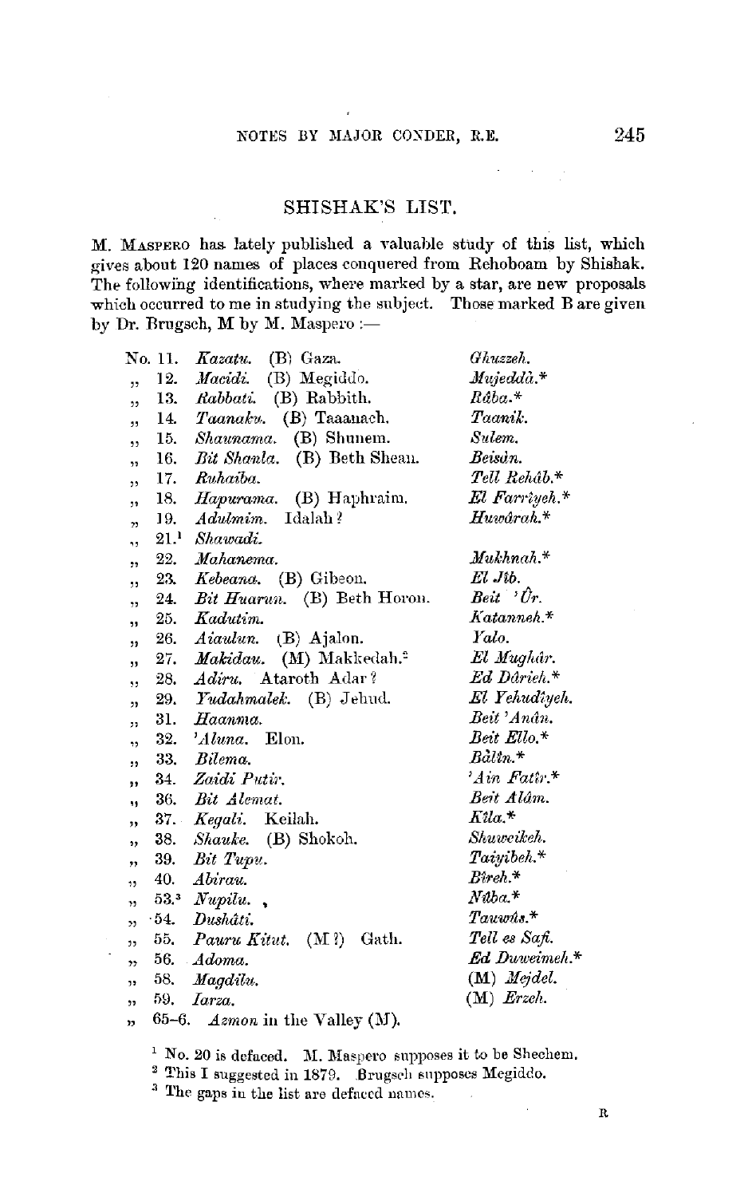## SHISHAK'S LIST.

M. Maspero has lately published a valuable study of this list, which gives about 120 names of places conquered from Rehoboam by Shishak. The following identifications, where marked by a star, are new proposals which occurred to me in studying the subject. Those marked B are given by Dr. Brugsch, M by M. Maspero :—

| No. | Name | Identification |
|---|---|---|
| No. 11. | *Kazatu.* (B) Gaza. | *Ghuzzeh.* |
| ,, 12. | *Macidi.* (B) Megiddo. | *Mujeddà.** |
| ,, 13. | *Rabbati.* (B) Rabbith. | *Râba.** |
| ,, 14. | *Taanaku.* (B) Taaanach. | *Taanik.* |
| ,, 15. | *Shaunama.* (B) Shunem. | *Sulem.* |
| ,, 16. | *Bit Shanla.* (B) Beth Shean. | *Beisân.* |
| ,, 17. | *Ruhaiba.* | *Tell Rehâb.** |
| ,, 18. | *Hapurama.* (B) Haphraim. | *El Farrîyeh.** |
| ,, 19. | *Adulmim.* Idalah? | *Huwârah.** |
| ,, 21.[1] | *Shawadi.* | |
| ,, 22. | *Mahanema.* | *Mukhnah.** |
| ,, 23. | *Kebeana.* (B) Gibeon. | *El Jib.* |
| ,, 24. | *Bit Huarun.* (B) Beth Horon. | *Beit 'Ûr.* |
| ,, 25. | *Kadutim.* | *Katanneh.** |
| ,, 26. | *Aiaulun.* (B) Ajalon. | *Yalo.* |
| ,, 27. | *Makidau.* (M) Makkedah.[2] | *El Mughâr.* |
| ,, 28. | *Adiru.* Ataroth Adar? | *Ed Dârieh.** |
| ,, 29. | *Yudahmalek.* (B) Jehud. | *El Yehudîyeh.* |
| ,, 31. | *Haanma.* | *Beit 'Anân.* |
| ,, 32. | *'Aluna.* Elon. | *Beit Ello.** |
| ,, 33. | *Bilema.* | *Bâlîn.** |
| ,, 34. | *Zaidi Putir.* | *'Ain Fatîr.** |
| ,, 36. | *Bit Alemat.* | *Beit Alâm.* |
| ,, 37. | *Kegali.* Keilah. | *Kîla.** |
| ,, 38. | *Shauke.* (B) Shokoh. | *Shuweikeh.* |
| ,, 39. | *Bit Tupu.* | *Taiyibeh.** |
| ,, 40. | *Abirau.* | *Bîreh.** |
| ,, 53.[3] | *Nupilu.* | *Nûba.** |
| ,, 54. | *Dushâti.* | *Tauwâs.** |
| ,, 55. | *Pauru Kitut.* (M?) Gath. | *Tell es Safi.* |
| ,, 56. | *Adoma.* | *Ed Duweimeh.** |
| ,, 58. | *Magdilu.* | (M) *Mejdel.* |
| ,, 59. | *Iarza.* | (M) *Erzeh.* |
| ,, 65–6. | *Azmon* in the Valley (M). | |

[1] No. 20 is defaced. M. Maspero supposes it to be Shechem.

[2] This I suggested in 1879. Brugsch supposes Megiddo.

[3] The gaps in the list are defaced names.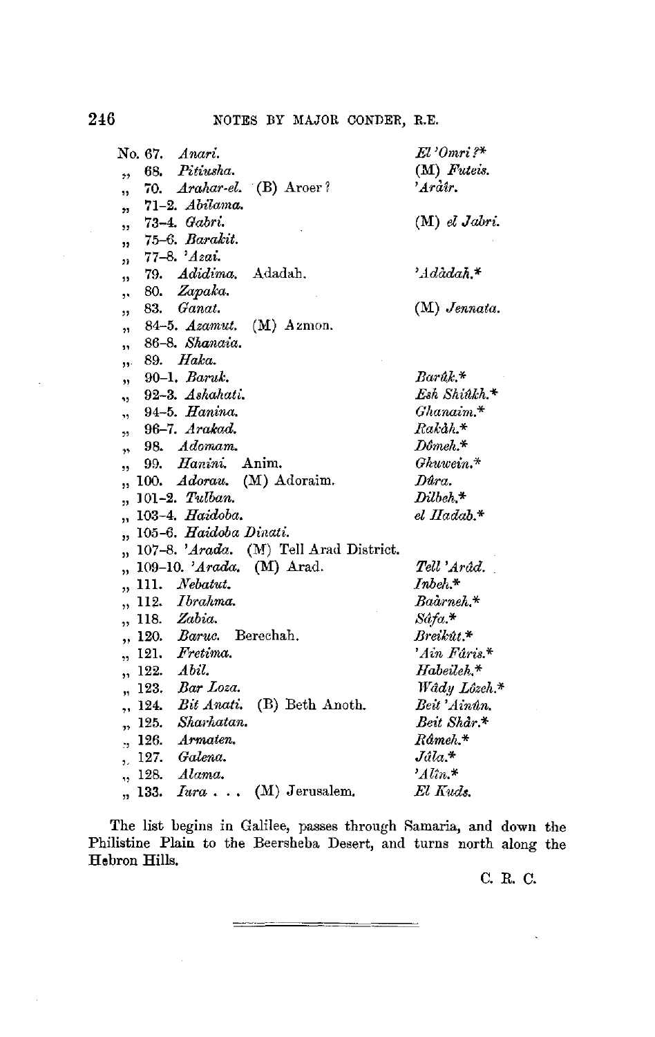| | | |
|---|---|---|
| No. 67. | *Anari.* | *El 'Omri ?\** |
| „ 68. | *Pitiusha.* | (M) *Futeis.* |
| „ 70. | *Arahar-el.* (B) Aroer ? | *'Arâîr.* |
| „ 71–2. | *Abilama.* | |
| „ 73–4. | *Gabri.* | (M) *el Jabri.* |
| „ 75–6. | *Barakit.* | |
| „ 77–8. | *'Azai.* | |
| „ 79. | *Adidima.* Adadah. | *'Adâdah.\** |
| „ 80. | *Zapaka.* | |
| „ 83. | *Ganat.* | (M) *Jennata.* |
| „ 84–5. | *Azamut.* (M) Azmon. | |
| „ 86–8. | *Shanaia.* | |
| „ 89. | *Haka.* | |
| „ 90–1. | *Baruk.* | *Barûk.\** |
| „ 92–3. | *Ashahati.* | *Esh Shiûkh.\** |
| „ 94–5. | *Hanina.* | *Ghanaim.\** |
| „ 96–7. | *Arakad.* | *Rakâh.\** |
| „ 98. | *Adomam.* | *Dômeh.\** |
| „ 99. | *Hanini.* Anim. | *Ghuwein.\** |
| „ 100. | *Adorau.* (M) Adoraim. | *Dûra.* |
| „ 101–2. | *Tulban.* | *Dilbeh.\** |
| „ 103–4. | *Haidoba.* | *el Hadab.\** |
| „ 105–6. | *Haidoba Dinati.* | |
| „ 107–8. | *'Arada.* (M) Tell Arad District. | |
| „ 109–10. | *'Arada.* (M) Arad. | *Tell 'Arâd.* |
| „ 111. | *Nebatut.* | *Inbeh.\** |
| „ 112. | *Ibrahma.* | *Baârneh.\** |
| „ 118. | *Zabia.* | *Sâfa.\** |
| „ 120. | *Baruc.* Berechah. | *Breikût.\** |
| „ 121. | *Fretima.* | *'Ain Fâris.\** |
| „ 122. | *Abil.* | *Habeileh.\** |
| „ 123. | *Bar Loza.* | *Wâdy Lôzeh.\** |
| „ 124. | *Bit Anati.* (B) Beth Anoth. | *Beit 'Ainûn.* |
| „ 125. | *Sharhatan.* | *Beit Shâr.\** |
| „ 126. | *Armaten.* | *Râmeh.\** |
| „ 127. | *Galena.* | *Jâla.\** |
| „ 128. | *Alama.* | *'Alîn.\** |
| „ 133. | *Iura . . .* (M) Jerusalem. | *El Kuds.* |

The list begins in Galilee, passes through Samaria, and down the Philistine Plain to the Beersheba Desert, and turns north along the Hebron Hills.

C. R. C.